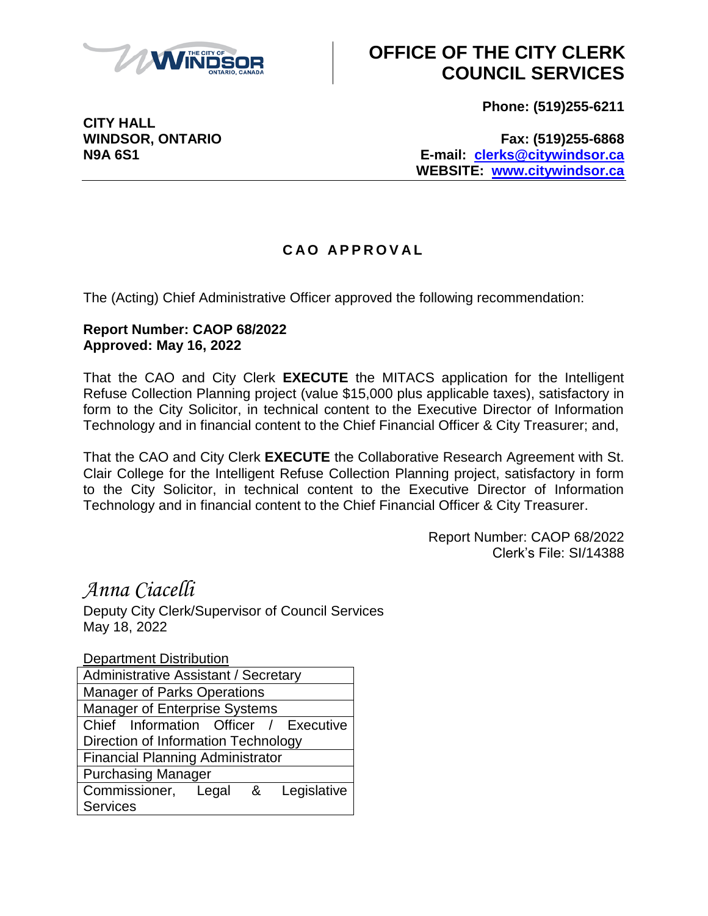# OFFICE OF THE CITY CLERK COUNCIL SERVICES

**CITY HALL**
**WINDSOR, ONTARIO**
**N9A 6S1**

**Phone: (519)255-6211**

**Fax: (519)255-6868**
**E-mail: clerks@citywindsor.ca**
**WEBSITE: www.citywindsor.ca**

---

## C A O  A P P R O V A L

The (Acting) Chief Administrative Officer approved the following recommendation:

**Report Number: CAOP 68/2022**
**Approved: May 16, 2022**

That the CAO and City Clerk **EXECUTE** the MITACS application for the Intelligent Refuse Collection Planning project (value $15,000 plus applicable taxes), satisfactory in form to the City Solicitor, in technical content to the Executive Director of Information Technology and in financial content to the Chief Financial Officer & City Treasurer; and,

That the CAO and City Clerk **EXECUTE** the Collaborative Research Agreement with St. Clair College for the Intelligent Refuse Collection Planning project, satisfactory in form to the City Solicitor, in technical content to the Executive Director of Information Technology and in financial content to the Chief Financial Officer & City Treasurer.

Report Number: CAOP 68/2022
Clerk's File: SI/14388

*Anna Ciacelli*
Deputy City Clerk/Supervisor of Council Services
May 18, 2022

| Department Distribution |
|---|
| Administrative Assistant / Secretary |
| Manager of Parks Operations |
| Manager of Enterprise Systems |
| Chief Information Officer / Executive Direction of Information Technology |
| Financial Planning Administrator |
| Purchasing Manager |
| Commissioner, Legal & Legislative Services |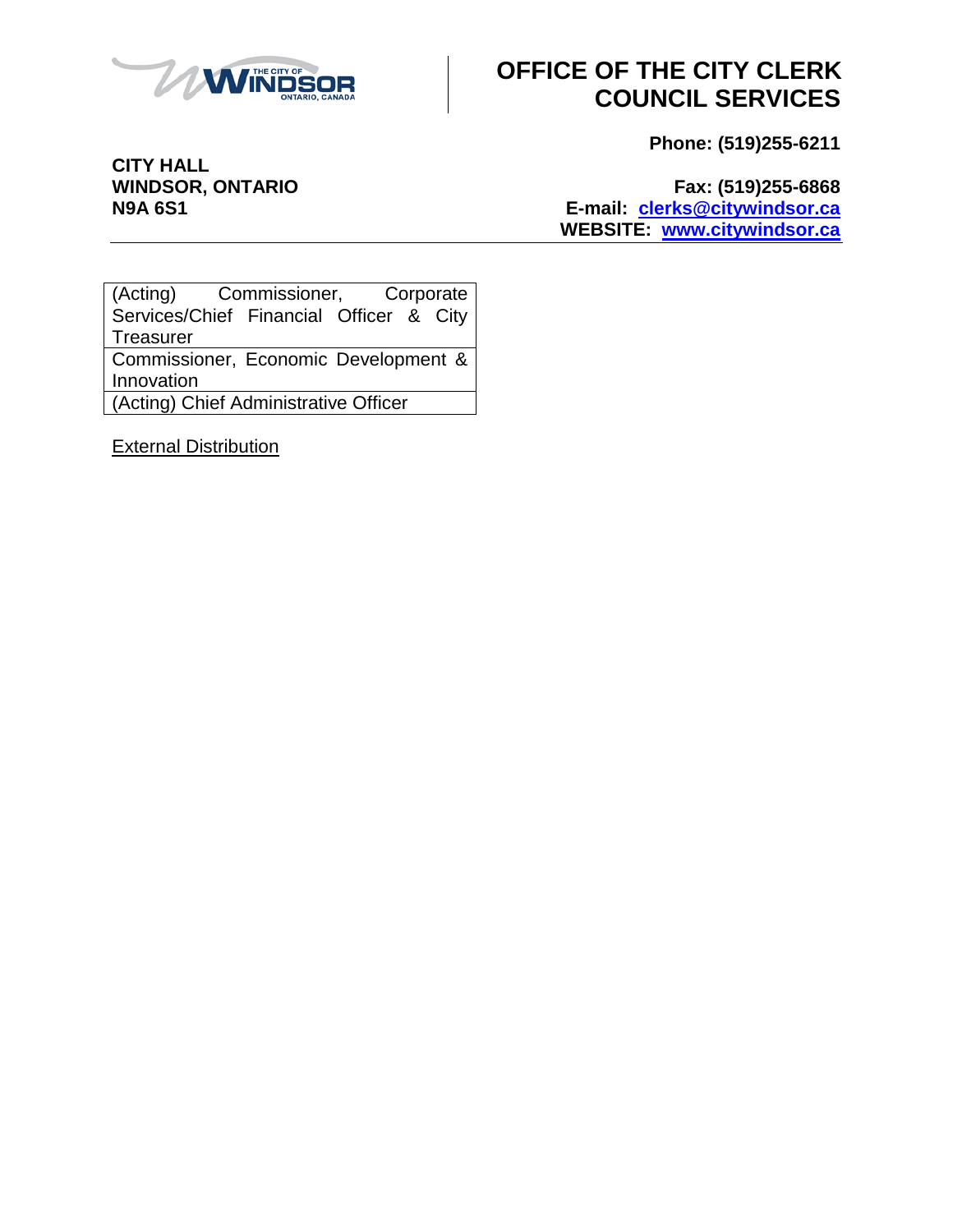# OFFICE OF THE CITY CLERK COUNCIL SERVICES

**CITY HALL**
**WINDSOR, ONTARIO**
**N9A 6S1**

**Phone: (519)255-6211**

**Fax: (519)255-6868**
**E-mail: clerks@citywindsor.ca**
**WEBSITE: www.citywindsor.ca**

| |
|---|
| (Acting) Commissioner, Corporate Services/Chief Financial Officer & City Treasurer |
| Commissioner, Economic Development & Innovation |
| (Acting) Chief Administrative Officer |

External Distribution